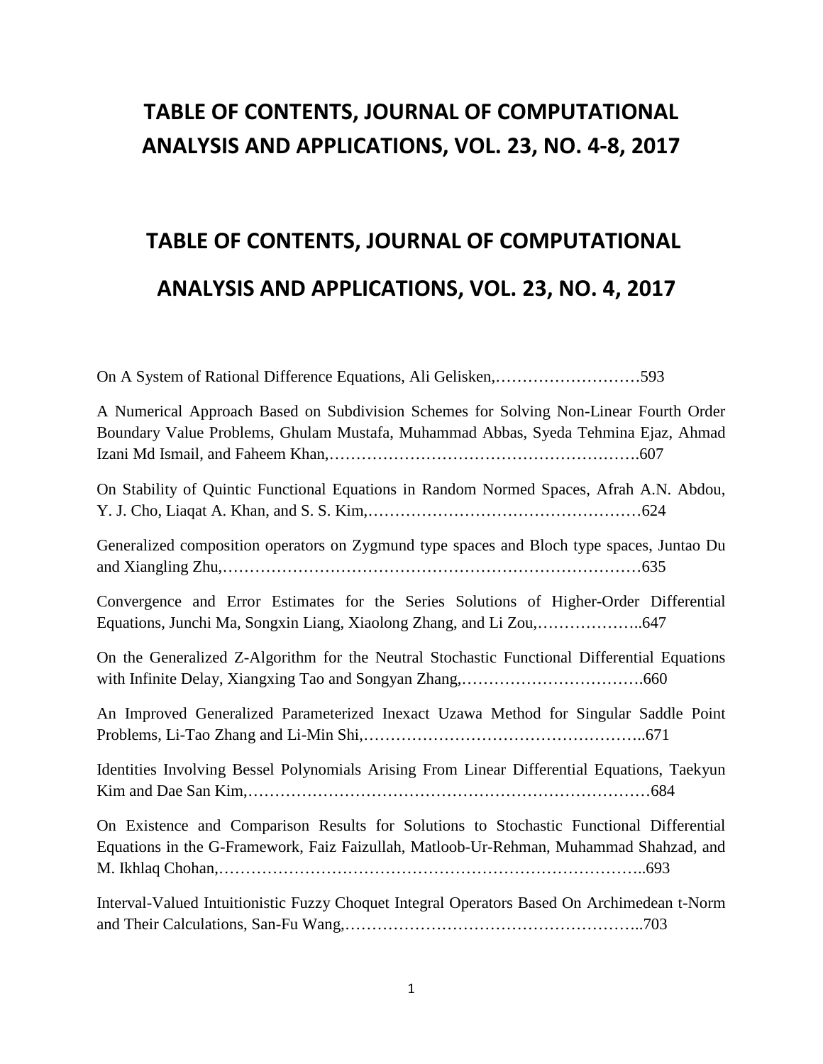# TABLE OF CONTENTS, JOURNAL OF COMPUTATIONAL ANALYSIS AND APPLICATIONS, VOL. 23, NO. 4-8, 2017

# TABLE OF CONTENTS, JOURNAL OF COMPUTATIONAL ANALYSIS AND APPLICATIONS, VOL. 23, NO. 4, 2017

On A System of Rational Difference Equations, Ali Gelisken,………………………593

A Numerical Approach Based on Subdivision Schemes for Solving Non-Linear Fourth Order Boundary Value Problems, Ghulam Mustafa, Muhammad Abbas, Syeda Tehmina Ejaz, Ahmad Izani Md Ismail, and Faheem Khan,………………………………………………….607

On Stability of Quintic Functional Equations in Random Normed Spaces, Afrah A.N. Abdou, Y. J. Cho, Liaqat A. Khan, and S. S. Kim,……………………………………………624

Generalized composition operators on Zygmund type spaces and Bloch type spaces, Juntao Du and Xiangling Zhu,……………………………………………………………………635

Convergence and Error Estimates for the Series Solutions of Higher-Order Differential Equations, Junchi Ma, Songxin Liang, Xiaolong Zhang, and Li Zou,………………..647

On the Generalized Z-Algorithm for the Neutral Stochastic Functional Differential Equations with Infinite Delay, Xiangxing Tao and Songyan Zhang,…………………………….660

An Improved Generalized Parameterized Inexact Uzawa Method for Singular Saddle Point Problems, Li-Tao Zhang and Li-Min Shi,……………………………………………..671

Identities Involving Bessel Polynomials Arising From Linear Differential Equations, Taekyun Kim and Dae San Kim,…………………………………………………………………684

On Existence and Comparison Results for Solutions to Stochastic Functional Differential Equations in the G-Framework, Faiz Faizullah, Matloob-Ur-Rehman, Muhammad Shahzad, and M. Ikhlaq Chohan,…………………………………………………………………..693

Interval-Valued Intuitionistic Fuzzy Choquet Integral Operators Based On Archimedean t-Norm and Their Calculations, San-Fu Wang,………………………………………………..703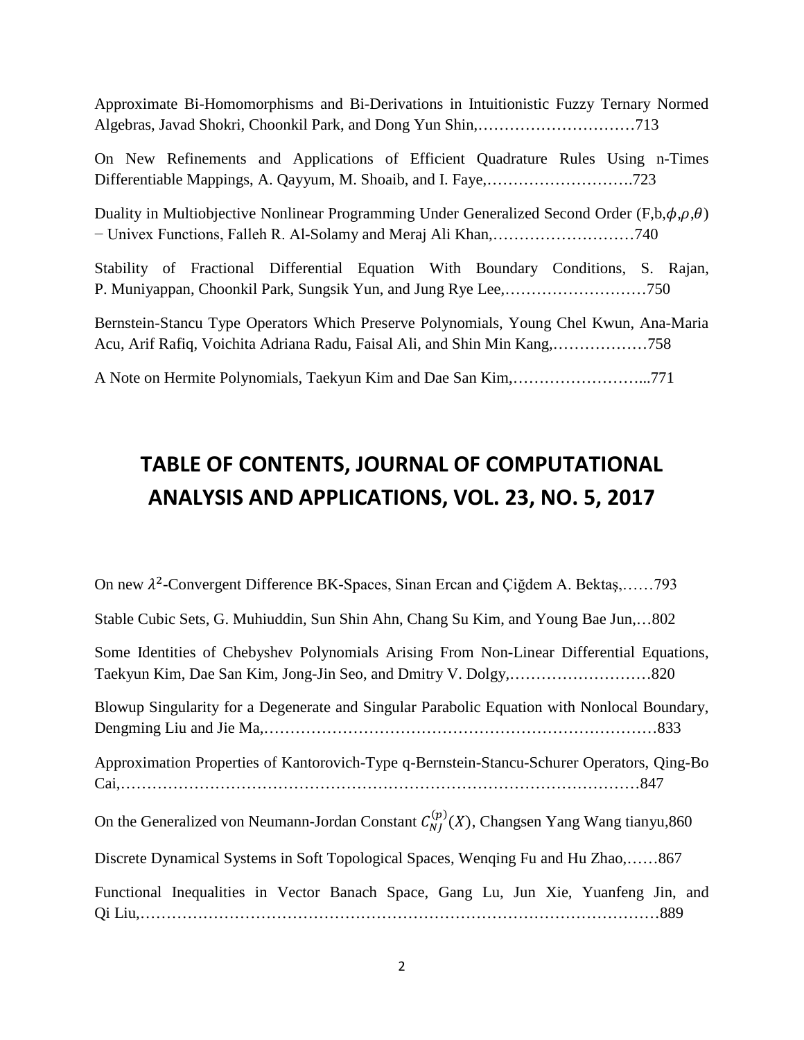Approximate Bi-Homomorphisms and Bi-Derivations in Intuitionistic Fuzzy Ternary Normed Algebras, Javad Shokri, Choonkil Park, and Dong Yun Shin,…………………………713

On New Refinements and Applications of Efficient Quadrature Rules Using n-Times Differentiable Mappings, A. Qayyum, M. Shoaib, and I. Faye,……………………….723

Duality in Multiobjective Nonlinear Programming Under Generalized Second Order (F,b,$\phi$,$\rho$,$\theta$) − Univex Functions, Falleh R. Al-Solamy and Meraj Ali Khan,………………………740

Stability of Fractional Differential Equation With Boundary Conditions, S. Rajan, P. Muniyappan, Choonkil Park, Sungsik Yun, and Jung Rye Lee,………………………750

Bernstein-Stancu Type Operators Which Preserve Polynomials, Young Chel Kwun, Ana-Maria Acu, Arif Rafiq, Voichita Adriana Radu, Faisal Ali, and Shin Min Kang,………………758

A Note on Hermite Polynomials, Taekyun Kim and Dae San Kim,……………………...771

# TABLE OF CONTENTS, JOURNAL OF COMPUTATIONAL ANALYSIS AND APPLICATIONS, VOL. 23, NO. 5, 2017

On new $\lambda^2$-Convergent Difference BK-Spaces, Sinan Ercan and Çiğdem A. Bektaş,……793

Stable Cubic Sets, G. Muhiuddin, Sun Shin Ahn, Chang Su Kim, and Young Bae Jun,…802

Some Identities of Chebyshev Polynomials Arising From Non-Linear Differential Equations, Taekyun Kim, Dae San Kim, Jong-Jin Seo, and Dmitry V. Dolgy,………………………820

Blowup Singularity for a Degenerate and Singular Parabolic Equation with Nonlocal Boundary, Dengming Liu and Jie Ma,………………………………………………………………833

Approximation Properties of Kantorovich-Type q-Bernstein-Stancu-Schurer Operators, Qing-Bo Cai,……………………………………………………………………………………847

On the Generalized von Neumann-Jordan Constant $C_{NJ}^{(p)}(X)$, Changsen Yang Wang tianyu,860

Discrete Dynamical Systems in Soft Topological Spaces, Wenqing Fu and Hu Zhao,……867

Functional Inequalities in Vector Banach Space, Gang Lu, Jun Xie, Yuanfeng Jin, and Qi Liu,……………………………………………………………………………………889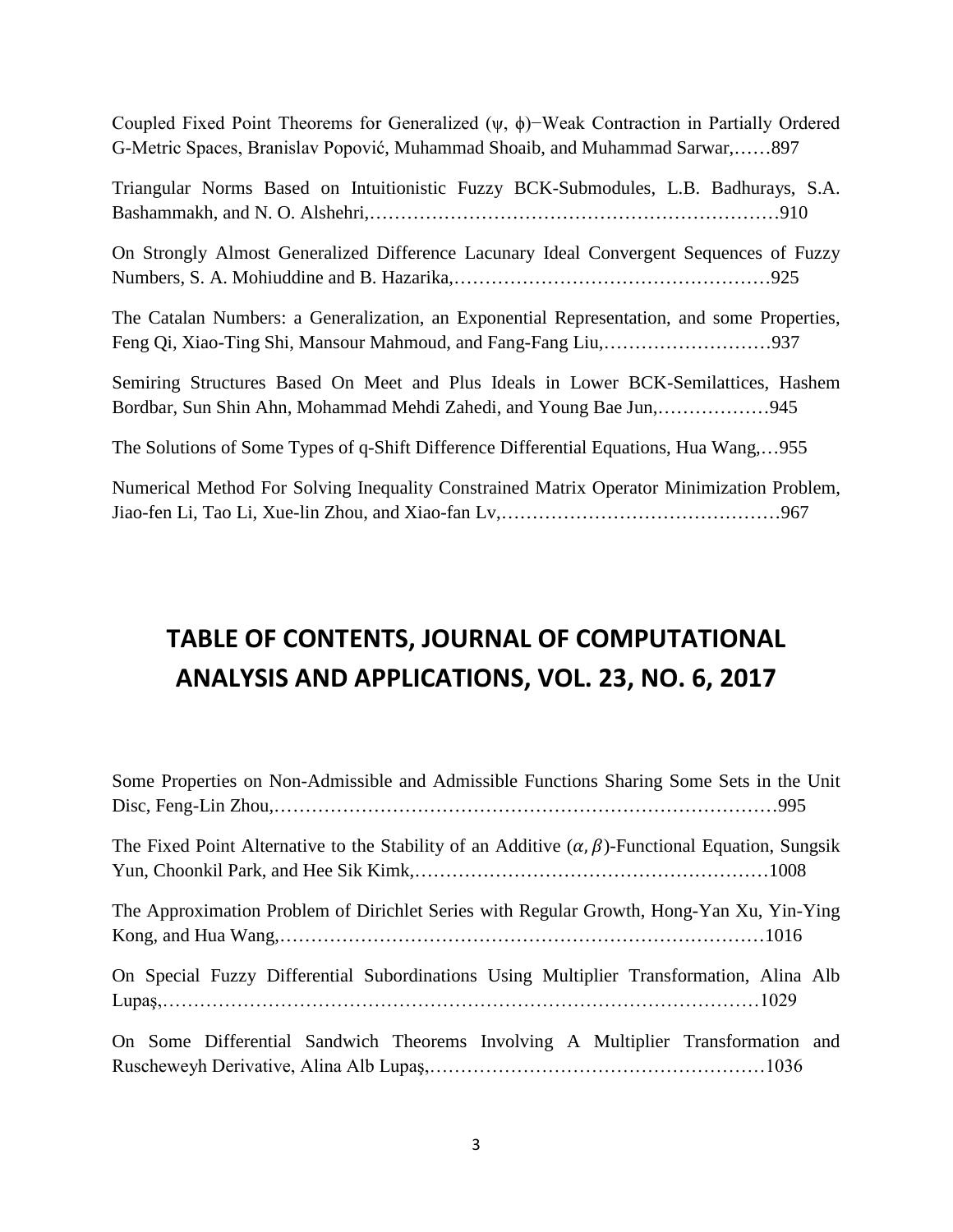Coupled Fixed Point Theorems for Generalized (ψ, ϕ)−Weak Contraction in Partially Ordered G-Metric Spaces, Branislav Popović, Muhammad Shoaib, and Muhammad Sarwar,……897

Triangular Norms Based on Intuitionistic Fuzzy BCK-Submodules, L.B. Badhurays, S.A. Bashammakh, and N. O. Alshehri,………………………………………………………….910

On Strongly Almost Generalized Difference Lacunary Ideal Convergent Sequences of Fuzzy Numbers, S. A. Mohiuddine and B. Hazarika,……………………………………………925

The Catalan Numbers: a Generalization, an Exponential Representation, and some Properties, Feng Qi, Xiao-Ting Shi, Mansour Mahmoud, and Fang-Fang Liu,………………………937

Semiring Structures Based On Meet and Plus Ideals in Lower BCK-Semilattices, Hashem Bordbar, Sun Shin Ahn, Mohammad Mehdi Zahedi, and Young Bae Jun,………………945

The Solutions of Some Types of q-Shift Difference Differential Equations, Hua Wang,…955

Numerical Method For Solving Inequality Constrained Matrix Operator Minimization Problem, Jiao-fen Li, Tao Li, Xue-lin Zhou, and Xiao-fan Lv,………………………………………967

# TABLE OF CONTENTS, JOURNAL OF COMPUTATIONAL ANALYSIS AND APPLICATIONS, VOL. 23, NO. 6, 2017

Some Properties on Non-Admissible and Admissible Functions Sharing Some Sets in the Unit Disc, Feng-Lin Zhou,……………………………………………………………………995

The Fixed Point Alternative to the Stability of an Additive $(\alpha, \beta)$-Functional Equation, Sungsik Yun, Choonkil Park, and Hee Sik Kimk,…………………………………………………1008

The Approximation Problem of Dirichlet Series with Regular Growth, Hong-Yan Xu, Yin-Ying Kong, and Hua Wang,……………………………………………………………………1016

On Special Fuzzy Differential Subordinations Using Multiplier Transformation, Alina Alb Lupaş,…………………………………………………………………………………1029

On Some Differential Sandwich Theorems Involving A Multiplier Transformation and Ruscheweyh Derivative, Alina Alb Lupaş,………………………………………………1036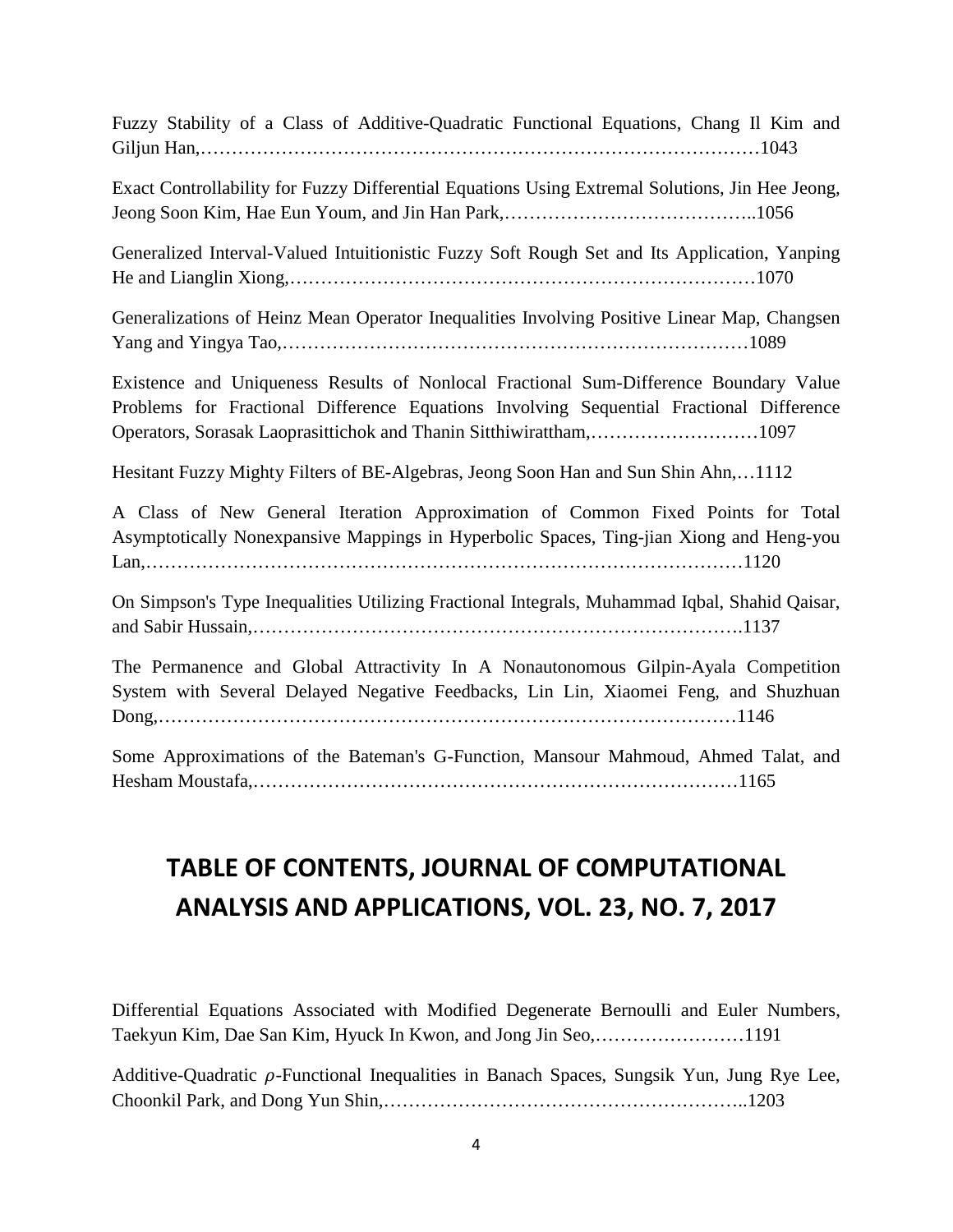Fuzzy Stability of a Class of Additive-Quadratic Functional Equations, Chang Il Kim and Giljun Han,……………………………………………………………………………1043

Exact Controllability for Fuzzy Differential Equations Using Extremal Solutions, Jin Hee Jeong, Jeong Soon Kim, Hae Eun Youm, and Jin Han Park,…………………………………..1056

Generalized Interval-Valued Intuitionistic Fuzzy Soft Rough Set and Its Application, Yanping He and Lianglin Xiong,………………………………………………………………1070

Generalizations of Heinz Mean Operator Inequalities Involving Positive Linear Map, Changsen Yang and Yingya Tao,………………………………………………………………1089

Existence and Uniqueness Results of Nonlocal Fractional Sum-Difference Boundary Value Problems for Fractional Difference Equations Involving Sequential Fractional Difference Operators, Sorasak Laoprasittichok and Thanin Sitthiwirattham,………………………1097

Hesitant Fuzzy Mighty Filters of BE-Algebras, Jeong Soon Han and Sun Shin Ahn,…1112

A Class of New General Iteration Approximation of Common Fixed Points for Total Asymptotically Nonexpansive Mappings in Hyperbolic Spaces, Ting-jian Xiong and Heng-you Lan,………………………………………………………………………………1120

On Simpson's Type Inequalities Utilizing Fractional Integrals, Muhammad Iqbal, Shahid Qaisar, and Sabir Hussain,………………………………………………………………….1137

The Permanence and Global Attractivity In A Nonautonomous Gilpin-Ayala Competition System with Several Delayed Negative Feedbacks, Lin Lin, Xiaomei Feng, and Shuzhuan Dong,……………………………………………………………………………1146

Some Approximations of the Bateman's G-Function, Mansour Mahmoud, Ahmed Talat, and Hesham Moustafa,…………………………………………………………………1165

# TABLE OF CONTENTS, JOURNAL OF COMPUTATIONAL ANALYSIS AND APPLICATIONS, VOL. 23, NO. 7, 2017

Differential Equations Associated with Modified Degenerate Bernoulli and Euler Numbers, Taekyun Kim, Dae San Kim, Hyuck In Kwon, and Jong Jin Seo,……………………1191

Additive-Quadratic $\rho$-Functional Inequalities in Banach Spaces, Sungsik Yun, Jung Rye Lee, Choonkil Park, and Dong Yun Shin,………………………………………………..1203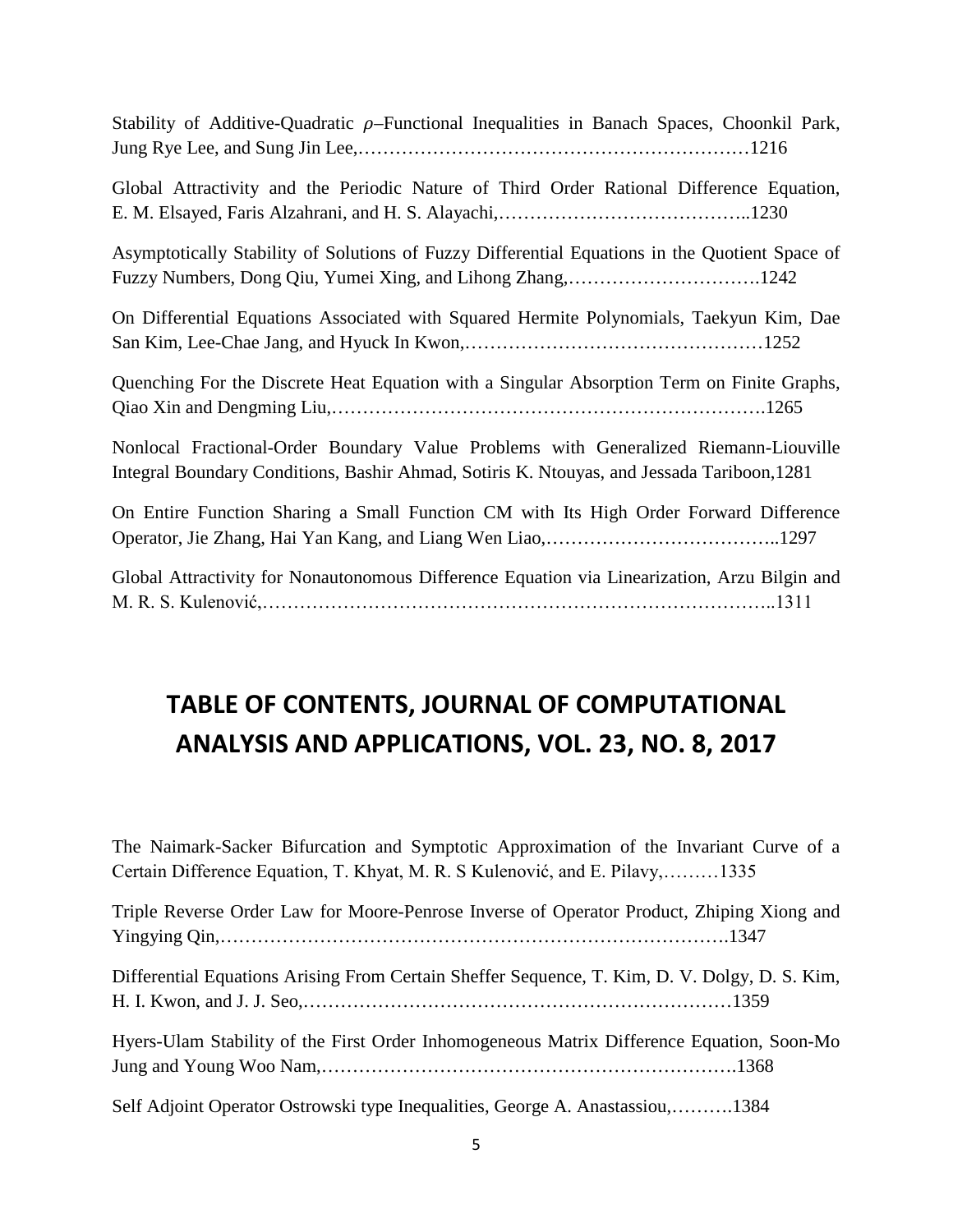Stability of Additive-Quadratic $\rho$–Functional Inequalities in Banach Spaces, Choonkil Park, Jung Rye Lee, and Sung Jin Lee,………………………………………………………1216

Global Attractivity and the Periodic Nature of Third Order Rational Difference Equation, E. M. Elsayed, Faris Alzahrani, and H. S. Alayachi,…………………………………..1230

Asymptotically Stability of Solutions of Fuzzy Differential Equations in the Quotient Space of Fuzzy Numbers, Dong Qiu, Yumei Xing, and Lihong Zhang,………………………….1242

On Differential Equations Associated with Squared Hermite Polynomials, Taekyun Kim, Dae San Kim, Lee-Chae Jang, and Hyuck In Kwon,…………………………………………1252

Quenching For the Discrete Heat Equation with a Singular Absorption Term on Finite Graphs, Qiao Xin and Dengming Liu,……………………………………………………………….1265

Nonlocal Fractional-Order Boundary Value Problems with Generalized Riemann-Liouville Integral Boundary Conditions, Bashir Ahmad, Sotiris K. Ntouyas, and Jessada Tariboon,1281

On Entire Function Sharing a Small Function CM with Its High Order Forward Difference Operator, Jie Zhang, Hai Yan Kang, and Liang Wen Liao,………………………………..1297

Global Attractivity for Nonautonomous Difference Equation via Linearization, Arzu Bilgin and M. R. S. Kulenović,……………………………………………………………………..1311

# TABLE OF CONTENTS, JOURNAL OF COMPUTATIONAL ANALYSIS AND APPLICATIONS, VOL. 23, NO. 8, 2017

The Naimark-Sacker Bifurcation and Symptotic Approximation of the Invariant Curve of a Certain Difference Equation, T. Khyat, M. R. S Kulenović, and E. Pilavy,………1335

Triple Reverse Order Law for Moore-Penrose Inverse of Operator Product, Zhiping Xiong and Yingying Qin,…………………………………………………………………….1347

Differential Equations Arising From Certain Sheffer Sequence, T. Kim, D. V. Dolgy, D. S. Kim, H. I. Kwon, and J. J. Seo,……………………………………………………………1359

Hyers-Ulam Stability of the First Order Inhomogeneous Matrix Difference Equation, Soon-Mo Jung and Young Woo Nam,……………………………………………………….1368

Self Adjoint Operator Ostrowski type Inequalities, George A. Anastassiou,……….1384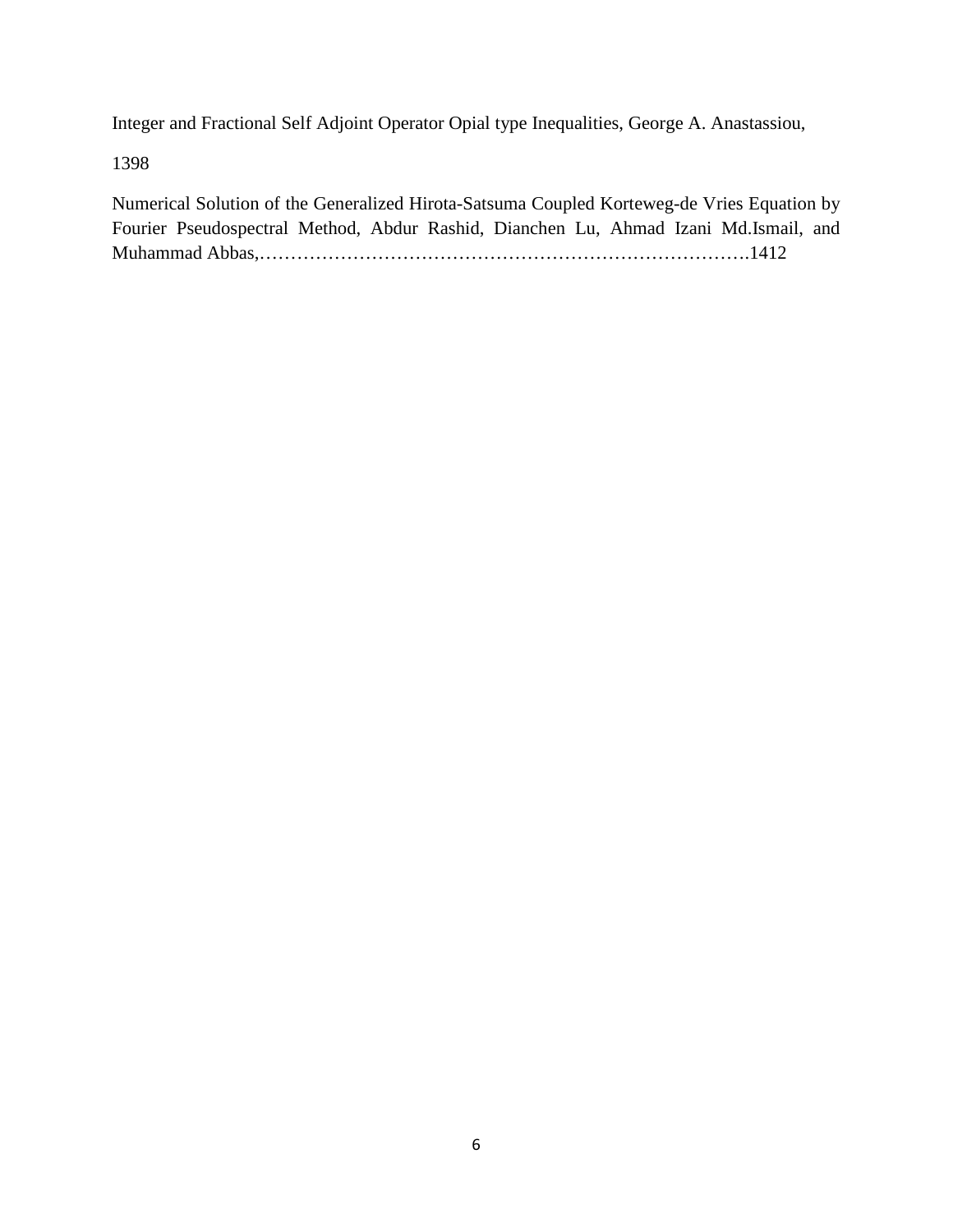Integer and Fractional Self Adjoint Operator Opial type Inequalities, George A. Anastassiou,

1398

Numerical Solution of the Generalized Hirota-Satsuma Coupled Korteweg-de Vries Equation by Fourier Pseudospectral Method, Abdur Rashid, Dianchen Lu, Ahmad Izani Md.Ismail, and Muhammad Abbas,…………………………………………………………………….1412